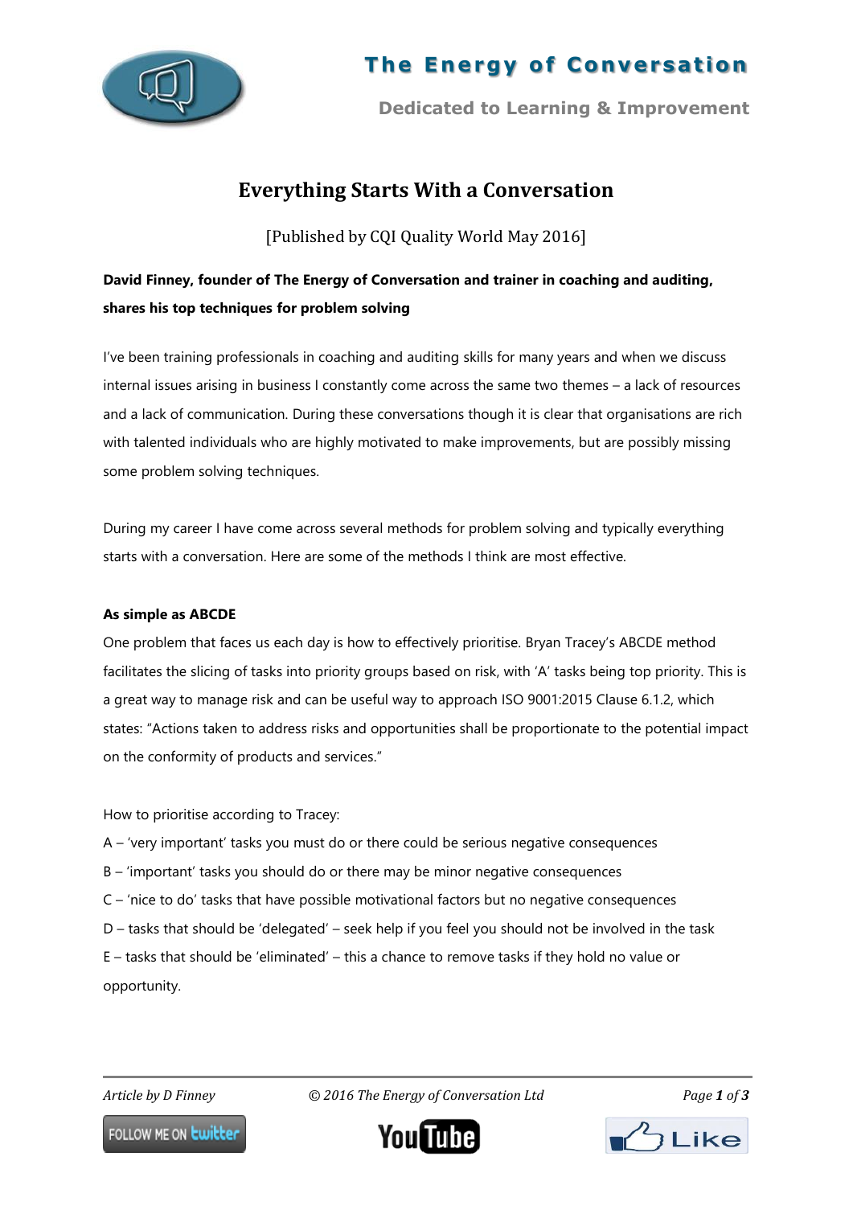# Everything Starts With a Conversation

[Published by CQI Quality World May 2016]

**David Finney, founder of The Energy of Conversation and trainer in coaching and auditing, shares his top techniques for problem solving**

I've been training professionals in coaching and auditing skills for many years and when we discuss internal issues arising in business I constantly come across the same two themes – a lack of resources and a lack of communication. During these conversations though it is clear that organisations are rich with talented individuals who are highly motivated to make improvements, but are possibly missing some problem solving techniques.

During my career I have come across several methods for problem solving and typically everything starts with a conversation. Here are some of the methods I think are most effective.

**As simple as ABCDE**

One problem that faces us each day is how to effectively prioritise. Bryan Tracey's ABCDE method facilitates the slicing of tasks into priority groups based on risk, with 'A' tasks being top priority. This is a great way to manage risk and can be useful way to approach ISO 9001:2015 Clause 6.1.2, which states: "Actions taken to address risks and opportunities shall be proportionate to the potential impact on the conformity of products and services."

How to prioritise according to Tracey:

A – 'very important' tasks you must do or there could be serious negative consequences

B – 'important' tasks you should do or there may be minor negative consequences

C – 'nice to do' tasks that have possible motivational factors but no negative consequences

D – tasks that should be 'delegated' – seek help if you feel you should not be involved in the task

E – tasks that should be 'eliminated' – this a chance to remove tasks if they hold no value or opportunity.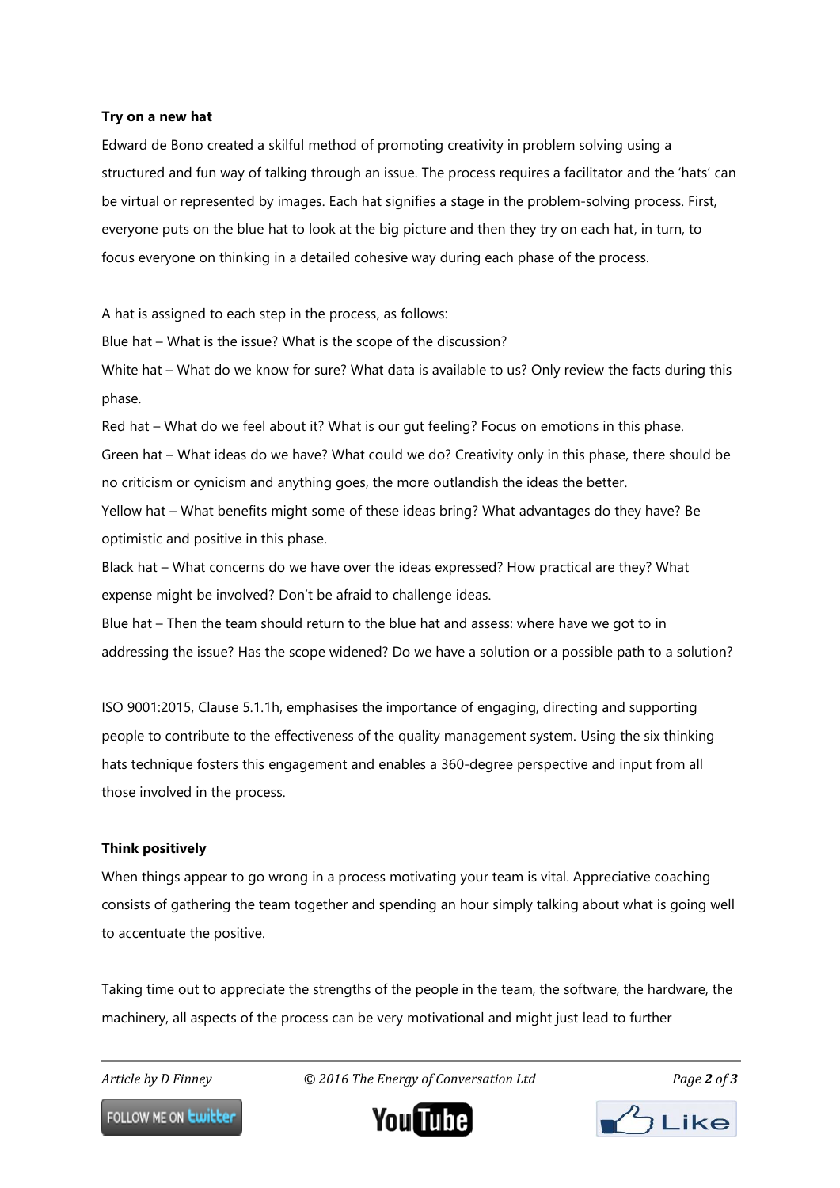**Try on a new hat**

Edward de Bono created a skilful method of promoting creativity in problem solving using a structured and fun way of talking through an issue. The process requires a facilitator and the 'hats' can be virtual or represented by images. Each hat signifies a stage in the problem-solving process. First, everyone puts on the blue hat to look at the big picture and then they try on each hat, in turn, to focus everyone on thinking in a detailed cohesive way during each phase of the process.

A hat is assigned to each step in the process, as follows:

Blue hat – What is the issue? What is the scope of the discussion?

White hat – What do we know for sure? What data is available to us? Only review the facts during this phase.

Red hat – What do we feel about it? What is our gut feeling? Focus on emotions in this phase.

Green hat – What ideas do we have? What could we do? Creativity only in this phase, there should be no criticism or cynicism and anything goes, the more outlandish the ideas the better.

Yellow hat – What benefits might some of these ideas bring? What advantages do they have? Be optimistic and positive in this phase.

Black hat – What concerns do we have over the ideas expressed? How practical are they? What expense might be involved? Don't be afraid to challenge ideas.

Blue hat – Then the team should return to the blue hat and assess: where have we got to in addressing the issue? Has the scope widened? Do we have a solution or a possible path to a solution?

ISO 9001:2015, Clause 5.1.1h, emphasises the importance of engaging, directing and supporting people to contribute to the effectiveness of the quality management system. Using the six thinking hats technique fosters this engagement and enables a 360-degree perspective and input from all those involved in the process.

**Think positively**

When things appear to go wrong in a process motivating your team is vital. Appreciative coaching consists of gathering the team together and spending an hour simply talking about what is going well to accentuate the positive.

Taking time out to appreciate the strengths of the people in the team, the software, the hardware, the machinery, all aspects of the process can be very motivational and might just lead to further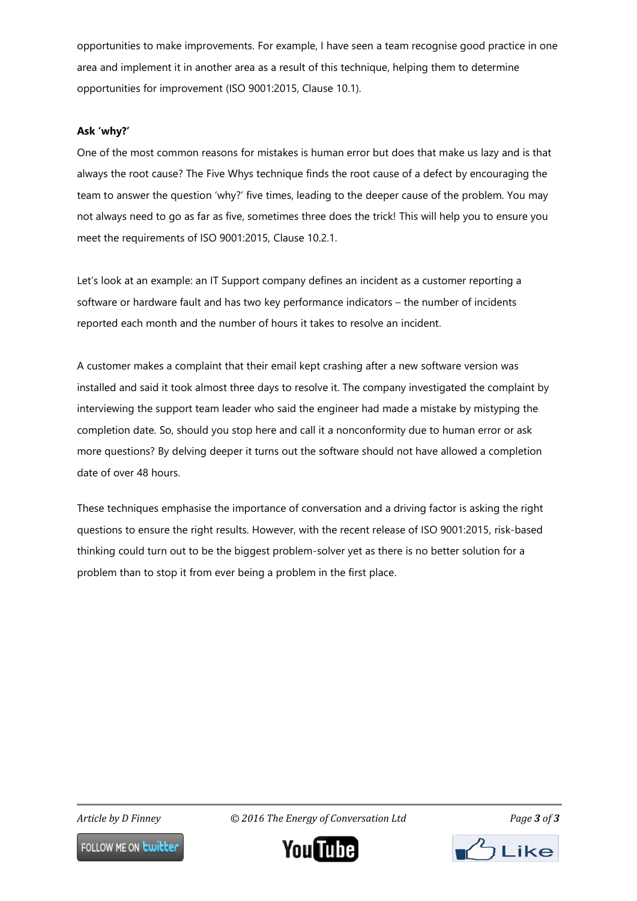opportunities to make improvements. For example, I have seen a team recognise good practice in one area and implement it in another area as a result of this technique, helping them to determine opportunities for improvement (ISO 9001:2015, Clause 10.1).

**Ask 'why?'**

One of the most common reasons for mistakes is human error but does that make us lazy and is that always the root cause? The Five Whys technique finds the root cause of a defect by encouraging the team to answer the question 'why?' five times, leading to the deeper cause of the problem. You may not always need to go as far as five, sometimes three does the trick! This will help you to ensure you meet the requirements of ISO 9001:2015, Clause 10.2.1.

Let's look at an example: an IT Support company defines an incident as a customer reporting a software or hardware fault and has two key performance indicators – the number of incidents reported each month and the number of hours it takes to resolve an incident.

A customer makes a complaint that their email kept crashing after a new software version was installed and said it took almost three days to resolve it. The company investigated the complaint by interviewing the support team leader who said the engineer had made a mistake by mistyping the completion date. So, should you stop here and call it a nonconformity due to human error or ask more questions? By delving deeper it turns out the software should not have allowed a completion date of over 48 hours.

These techniques emphasise the importance of conversation and a driving factor is asking the right questions to ensure the right results. However, with the recent release of ISO 9001:2015, risk-based thinking could turn out to be the biggest problem-solver yet as there is no better solution for a problem than to stop it from ever being a problem in the first place.

*Article by D Finney*

*© 2016 The Energy of Conversation Ltd*